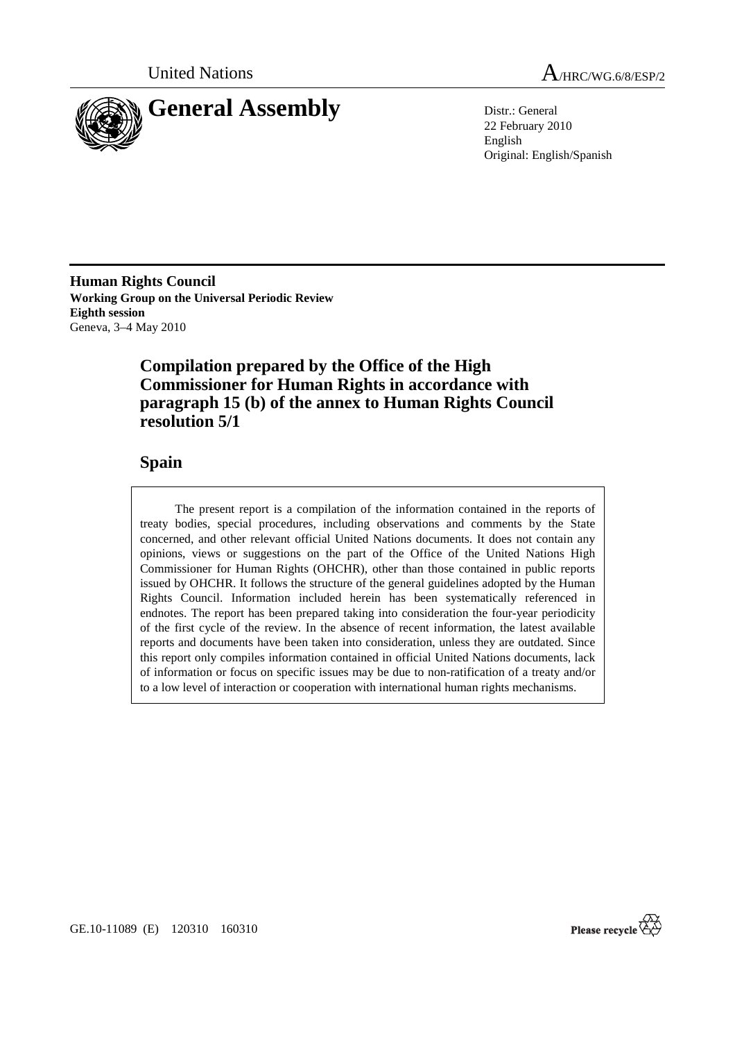United Nations

A/HRC/WG.6/8/ESP/2

# General Assembly

Distr.: General
22 February 2010
English
Original: English/Spanish

**Human Rights Council**
**Working Group on the Universal Periodic Review**
**Eighth session**
Geneva, 3–4 May 2010

## Compilation prepared by the Office of the High Commissioner for Human Rights in accordance with paragraph 15 (b) of the annex to Human Rights Council resolution 5/1

## Spain

The present report is a compilation of the information contained in the reports of treaty bodies, special procedures, including observations and comments by the State concerned, and other relevant official United Nations documents. It does not contain any opinions, views or suggestions on the part of the Office of the United Nations High Commissioner for Human Rights (OHCHR), other than those contained in public reports issued by OHCHR. It follows the structure of the general guidelines adopted by the Human Rights Council. Information included herein has been systematically referenced in endnotes. The report has been prepared taking into consideration the four-year periodicity of the first cycle of the review. In the absence of recent information, the latest available reports and documents have been taken into consideration, unless they are outdated. Since this report only compiles information contained in official United Nations documents, lack of information or focus on specific issues may be due to non-ratification of a treaty and/or to a low level of interaction or cooperation with international human rights mechanisms.

GE.10-11089 (E) 120310 160310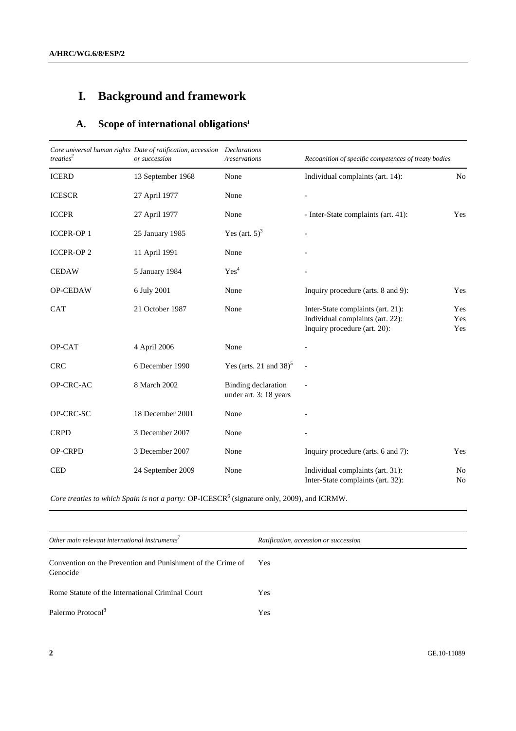# I. Background and framework

## A. Scope of international obligations[1]

| *Core universal human rights treaties*[2] | *Date of ratification, accession or succession* | *Declarations /reservations* | *Recognition of specific competences of treaty bodies* | |
|---|---|---|---|---|
| ICERD | 13 September 1968 | None | Individual complaints (art. 14): | No |
| ICESCR | 27 April 1977 | None | - | |
| ICCPR | 27 April 1977 | None | - Inter-State complaints (art. 41): | Yes |
| ICCPR-OP 1 | 25 January 1985 | Yes (art. 5)[3] | - | |
| ICCPR-OP 2 | 11 April 1991 | None | - | |
| CEDAW | 5 January 1984 | Yes[4] | - | |
| OP-CEDAW | 6 July 2001 | None | Inquiry procedure (arts. 8 and 9): | Yes |
| CAT | 21 October 1987 | None | Inter-State complaints (art. 21):<br>Individual complaints (art. 22):<br>Inquiry procedure (art. 20): | Yes<br>Yes<br>Yes |
| OP-CAT | 4 April 2006 | None | - | |
| CRC | 6 December 1990 | Yes (arts. 21 and 38)[5] | - | |
| OP-CRC-AC | 8 March 2002 | Binding declaration under art. 3: 18 years | - | |
| OP-CRC-SC | 18 December 2001 | None | - | |
| CRPD | 3 December 2007 | None | - | |
| OP-CRPD | 3 December 2007 | None | Inquiry procedure (arts. 6 and 7): | Yes |
| CED | 24 September 2009 | None | Individual complaints (art. 31):<br>Inter-State complaints (art. 32): | No<br>No |

*Core treaties to which Spain is not a party:* OP-ICESCR[6] (signature only, 2009), and ICRMW.

| *Other main relevant international instruments*[7] | *Ratification, accession or succession* |
|---|---|
| Convention on the Prevention and Punishment of the Crime of Genocide | Yes |
| Rome Statute of the International Criminal Court | Yes |
| Palermo Protocol[8] | Yes |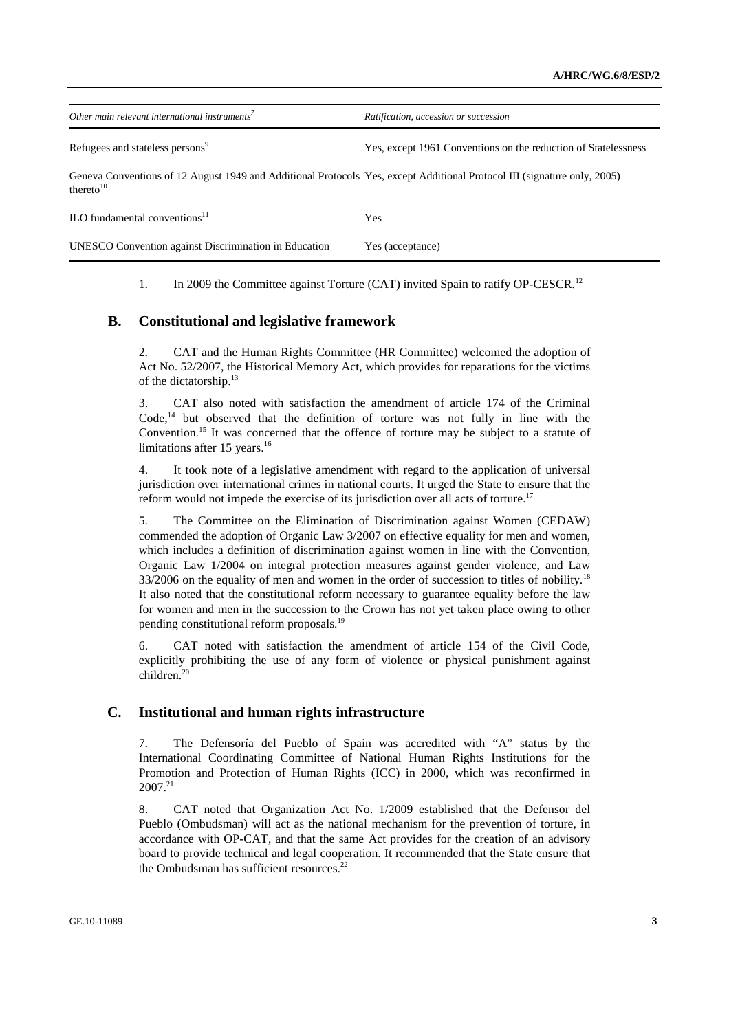| *Other main relevant international instruments*[7] | *Ratification, accession or succession* |
| --- | --- |
| Refugees and stateless persons[9] | Yes, except 1961 Conventions on the reduction of Statelessness |
| Geneva Conventions of 12 August 1949 and Additional Protocols thereto[10] | Yes, except Additional Protocol III (signature only, 2005) |
| ILO fundamental conventions[11] | Yes |
| UNESCO Convention against Discrimination in Education | Yes (acceptance) |

1. In 2009 the Committee against Torture (CAT) invited Spain to ratify OP-CESCR.[12]

## B. Constitutional and legislative framework

2. CAT and the Human Rights Committee (HR Committee) welcomed the adoption of Act No. 52/2007, the Historical Memory Act, which provides for reparations for the victims of the dictatorship.[13]

3. CAT also noted with satisfaction the amendment of article 174 of the Criminal Code,[14] but observed that the definition of torture was not fully in line with the Convention.[15] It was concerned that the offence of torture may be subject to a statute of limitations after 15 years.[16]

4. It took note of a legislative amendment with regard to the application of universal jurisdiction over international crimes in national courts. It urged the State to ensure that the reform would not impede the exercise of its jurisdiction over all acts of torture.[17]

5. The Committee on the Elimination of Discrimination against Women (CEDAW) commended the adoption of Organic Law 3/2007 on effective equality for men and women, which includes a definition of discrimination against women in line with the Convention, Organic Law 1/2004 on integral protection measures against gender violence, and Law 33/2006 on the equality of men and women in the order of succession to titles of nobility.[18] It also noted that the constitutional reform necessary to guarantee equality before the law for women and men in the succession to the Crown has not yet taken place owing to other pending constitutional reform proposals.[19]

6. CAT noted with satisfaction the amendment of article 154 of the Civil Code, explicitly prohibiting the use of any form of violence or physical punishment against children.[20]

## C. Institutional and human rights infrastructure

7. The Defensoría del Pueblo of Spain was accredited with "A" status by the International Coordinating Committee of National Human Rights Institutions for the Promotion and Protection of Human Rights (ICC) in 2000, which was reconfirmed in 2007.[21]

8. CAT noted that Organization Act No. 1/2009 established that the Defensor del Pueblo (Ombudsman) will act as the national mechanism for the prevention of torture, in accordance with OP-CAT, and that the same Act provides for the creation of an advisory board to provide technical and legal cooperation. It recommended that the State ensure that the Ombudsman has sufficient resources.[22]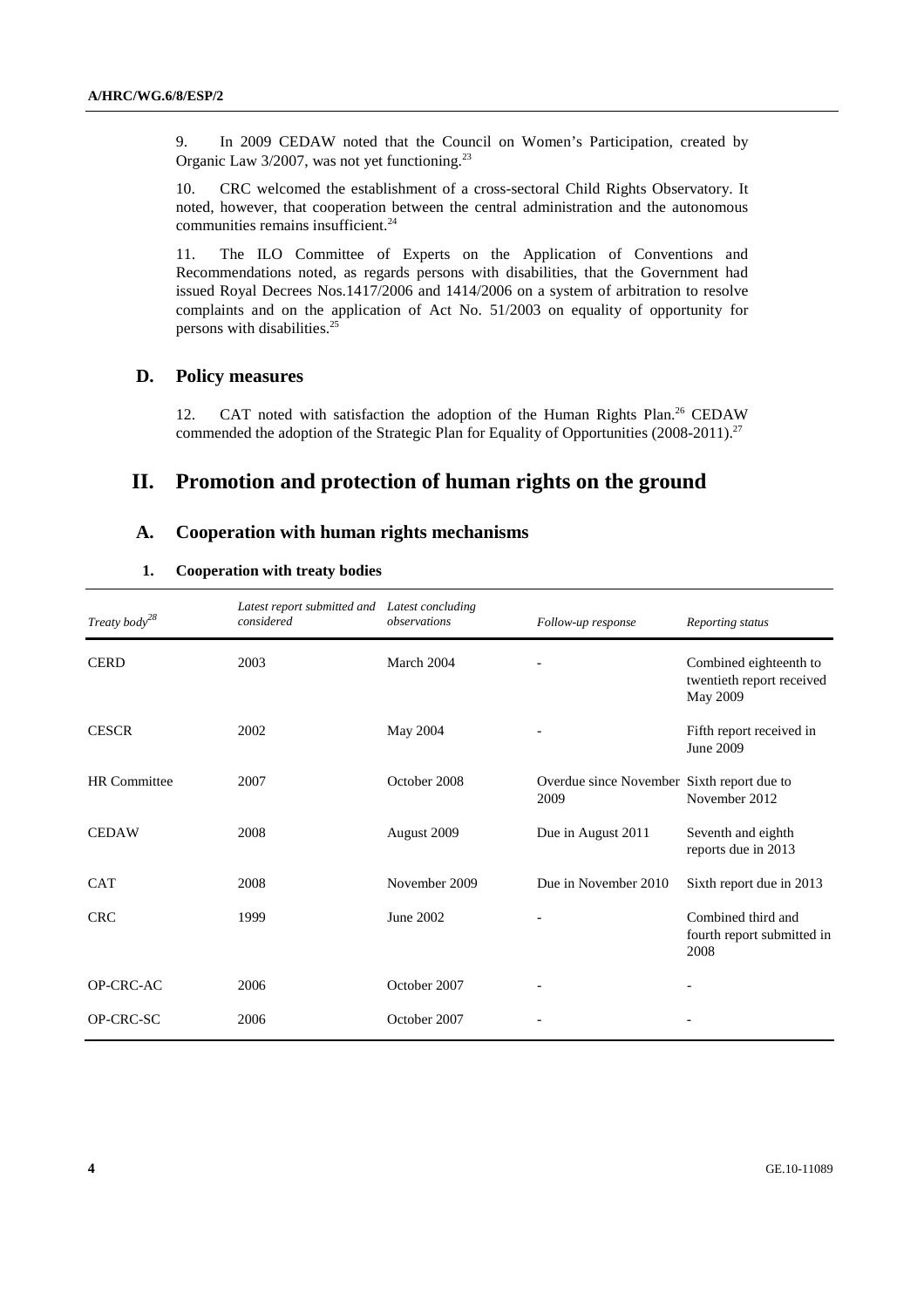9. In 2009 CEDAW noted that the Council on Women's Participation, created by Organic Law 3/2007, was not yet functioning.[23]

10. CRC welcomed the establishment of a cross-sectoral Child Rights Observatory. It noted, however, that cooperation between the central administration and the autonomous communities remains insufficient.[24]

11. The ILO Committee of Experts on the Application of Conventions and Recommendations noted, as regards persons with disabilities, that the Government had issued Royal Decrees Nos.1417/2006 and 1414/2006 on a system of arbitration to resolve complaints and on the application of Act No. 51/2003 on equality of opportunity for persons with disabilities.[25]

## D. Policy measures

12. CAT noted with satisfaction the adoption of the Human Rights Plan.[26] CEDAW commended the adoption of the Strategic Plan for Equality of Opportunities (2008-2011).[27]

# II. Promotion and protection of human rights on the ground

## A. Cooperation with human rights mechanisms

### 1. Cooperation with treaty bodies

| *Treaty body*[28] | *Latest report submitted and considered* | *Latest concluding observations* | *Follow-up response* | *Reporting status* |
|---|---|---|---|---|
| CERD | 2003 | March 2004 | - | Combined eighteenth to twentieth report received May 2009 |
| CESCR | 2002 | May 2004 | - | Fifth report received in June 2009 |
| HR Committee | 2007 | October 2008 | Overdue since November 2009 | Sixth report due to November 2012 |
| CEDAW | 2008 | August 2009 | Due in August 2011 | Seventh and eighth reports due in 2013 |
| CAT | 2008 | November 2009 | Due in November 2010 | Sixth report due in 2013 |
| CRC | 1999 | June 2002 | - | Combined third and fourth report submitted in 2008 |
| OP-CRC-AC | 2006 | October 2007 | - | - |
| OP-CRC-SC | 2006 | October 2007 | - | - |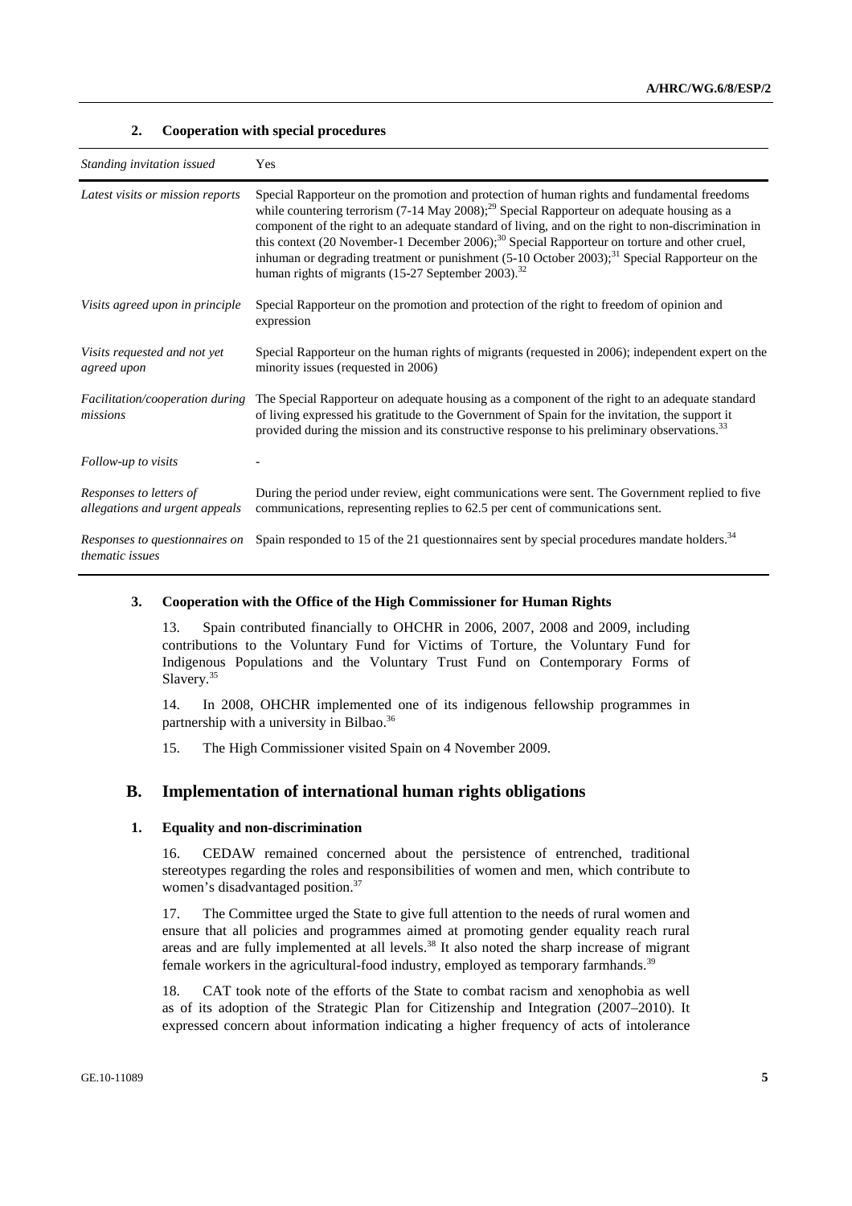### 2. Cooperation with special procedures

| *Standing invitation issued* | Yes |
|---|---|
| *Latest visits or mission reports* | Special Rapporteur on the promotion and protection of human rights and fundamental freedoms while countering terrorism (7-14 May 2008);[29] Special Rapporteur on adequate housing as a component of the right to an adequate standard of living, and on the right to non-discrimination in this context (20 November-1 December 2006);[30] Special Rapporteur on torture and other cruel, inhuman or degrading treatment or punishment (5-10 October 2003);[31] Special Rapporteur on the human rights of migrants (15-27 September 2003).[32] |
| *Visits agreed upon in principle* | Special Rapporteur on the promotion and protection of the right to freedom of opinion and expression |
| *Visits requested and not yet agreed upon* | Special Rapporteur on the human rights of migrants (requested in 2006); independent expert on the minority issues (requested in 2006) |
| *Facilitation/cooperation during missions* | The Special Rapporteur on adequate housing as a component of the right to an adequate standard of living expressed his gratitude to the Government of Spain for the invitation, the support it provided during the mission and its constructive response to his preliminary observations.[33] |
| *Follow-up to visits* | - |
| *Responses to letters of allegations and urgent appeals* | During the period under review, eight communications were sent. The Government replied to five communications, representing replies to 62.5 per cent of communications sent. |
| *Responses to questionnaires on thematic issues* | Spain responded to 15 of the 21 questionnaires sent by special procedures mandate holders.[34] |

### 3. Cooperation with the Office of the High Commissioner for Human Rights

13. Spain contributed financially to OHCHR in 2006, 2007, 2008 and 2009, including contributions to the Voluntary Fund for Victims of Torture, the Voluntary Fund for Indigenous Populations and the Voluntary Trust Fund on Contemporary Forms of Slavery.[35]

14. In 2008, OHCHR implemented one of its indigenous fellowship programmes in partnership with a university in Bilbao.[36]

15. The High Commissioner visited Spain on 4 November 2009.

## B. Implementation of international human rights obligations

### 1. Equality and non-discrimination

16. CEDAW remained concerned about the persistence of entrenched, traditional stereotypes regarding the roles and responsibilities of women and men, which contribute to women's disadvantaged position.[37]

17. The Committee urged the State to give full attention to the needs of rural women and ensure that all policies and programmes aimed at promoting gender equality reach rural areas and are fully implemented at all levels.[38] It also noted the sharp increase of migrant female workers in the agricultural-food industry, employed as temporary farmhands.[39]

18. CAT took note of the efforts of the State to combat racism and xenophobia as well as of its adoption of the Strategic Plan for Citizenship and Integration (2007–2010). It expressed concern about information indicating a higher frequency of acts of intolerance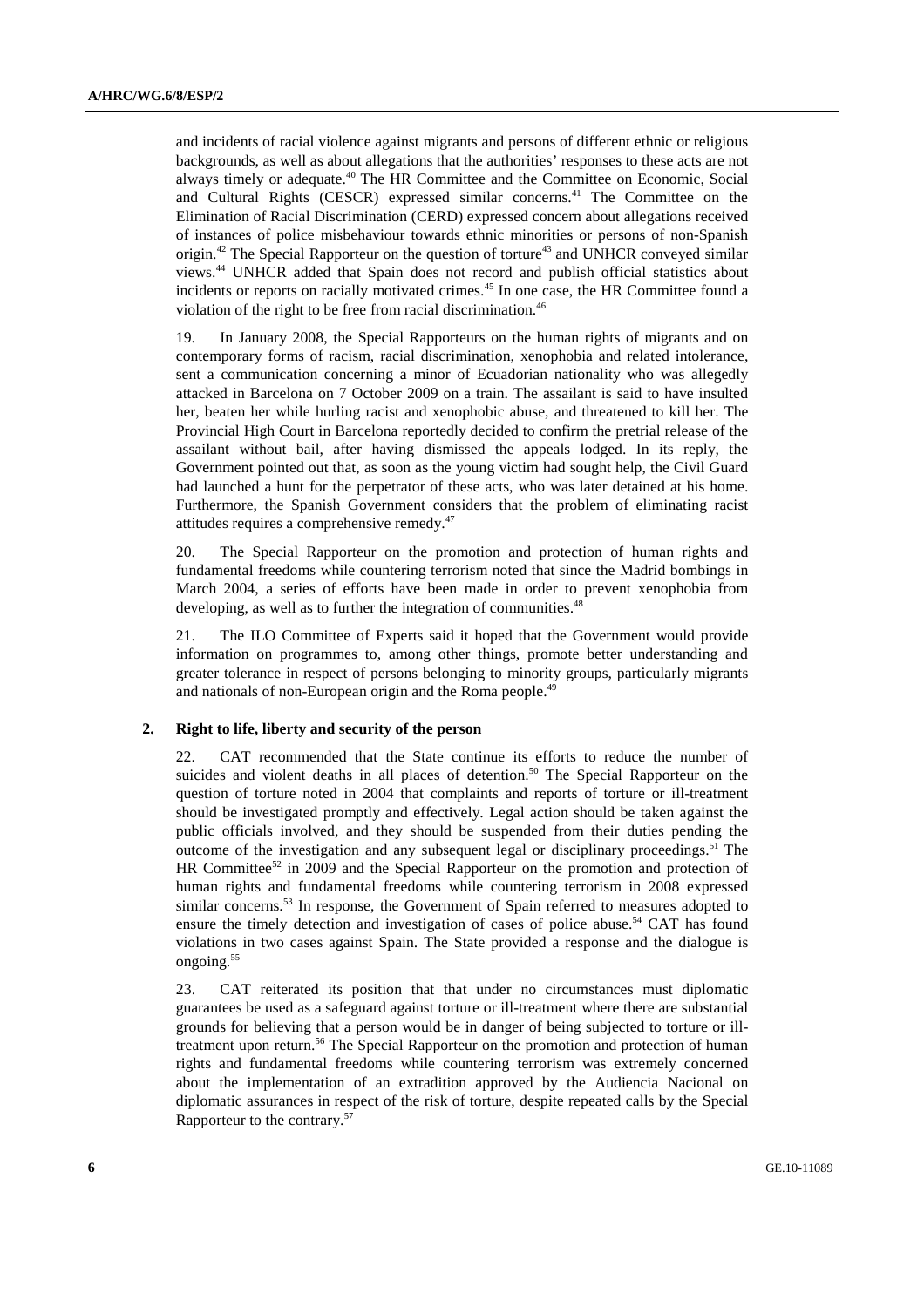and incidents of racial violence against migrants and persons of different ethnic or religious backgrounds, as well as about allegations that the authorities' responses to these acts are not always timely or adequate.[40] The HR Committee and the Committee on Economic, Social and Cultural Rights (CESCR) expressed similar concerns.[41] The Committee on the Elimination of Racial Discrimination (CERD) expressed concern about allegations received of instances of police misbehaviour towards ethnic minorities or persons of non-Spanish origin.[42] The Special Rapporteur on the question of torture[43] and UNHCR conveyed similar views.[44] UNHCR added that Spain does not record and publish official statistics about incidents or reports on racially motivated crimes.[45] In one case, the HR Committee found a violation of the right to be free from racial discrimination.[46]

19. In January 2008, the Special Rapporteurs on the human rights of migrants and on contemporary forms of racism, racial discrimination, xenophobia and related intolerance, sent a communication concerning a minor of Ecuadorian nationality who was allegedly attacked in Barcelona on 7 October 2009 on a train. The assailant is said to have insulted her, beaten her while hurling racist and xenophobic abuse, and threatened to kill her. The Provincial High Court in Barcelona reportedly decided to confirm the pretrial release of the assailant without bail, after having dismissed the appeals lodged. In its reply, the Government pointed out that, as soon as the young victim had sought help, the Civil Guard had launched a hunt for the perpetrator of these acts, who was later detained at his home. Furthermore, the Spanish Government considers that the problem of eliminating racist attitudes requires a comprehensive remedy.[47]

20. The Special Rapporteur on the promotion and protection of human rights and fundamental freedoms while countering terrorism noted that since the Madrid bombings in March 2004, a series of efforts have been made in order to prevent xenophobia from developing, as well as to further the integration of communities.[48]

21. The ILO Committee of Experts said it hoped that the Government would provide information on programmes to, among other things, promote better understanding and greater tolerance in respect of persons belonging to minority groups, particularly migrants and nationals of non-European origin and the Roma people.[49]

### 2. Right to life, liberty and security of the person

22. CAT recommended that the State continue its efforts to reduce the number of suicides and violent deaths in all places of detention.[50] The Special Rapporteur on the question of torture noted in 2004 that complaints and reports of torture or ill-treatment should be investigated promptly and effectively. Legal action should be taken against the public officials involved, and they should be suspended from their duties pending the outcome of the investigation and any subsequent legal or disciplinary proceedings.[51] The HR Committee[52] in 2009 and the Special Rapporteur on the promotion and protection of human rights and fundamental freedoms while countering terrorism in 2008 expressed similar concerns.[53] In response, the Government of Spain referred to measures adopted to ensure the timely detection and investigation of cases of police abuse.[54] CAT has found violations in two cases against Spain. The State provided a response and the dialogue is ongoing.[55]

23. CAT reiterated its position that that under no circumstances must diplomatic guarantees be used as a safeguard against torture or ill-treatment where there are substantial grounds for believing that a person would be in danger of being subjected to torture or ill-treatment upon return.[56] The Special Rapporteur on the promotion and protection of human rights and fundamental freedoms while countering terrorism was extremely concerned about the implementation of an extradition approved by the Audiencia Nacional on diplomatic assurances in respect of the risk of torture, despite repeated calls by the Special Rapporteur to the contrary.[57]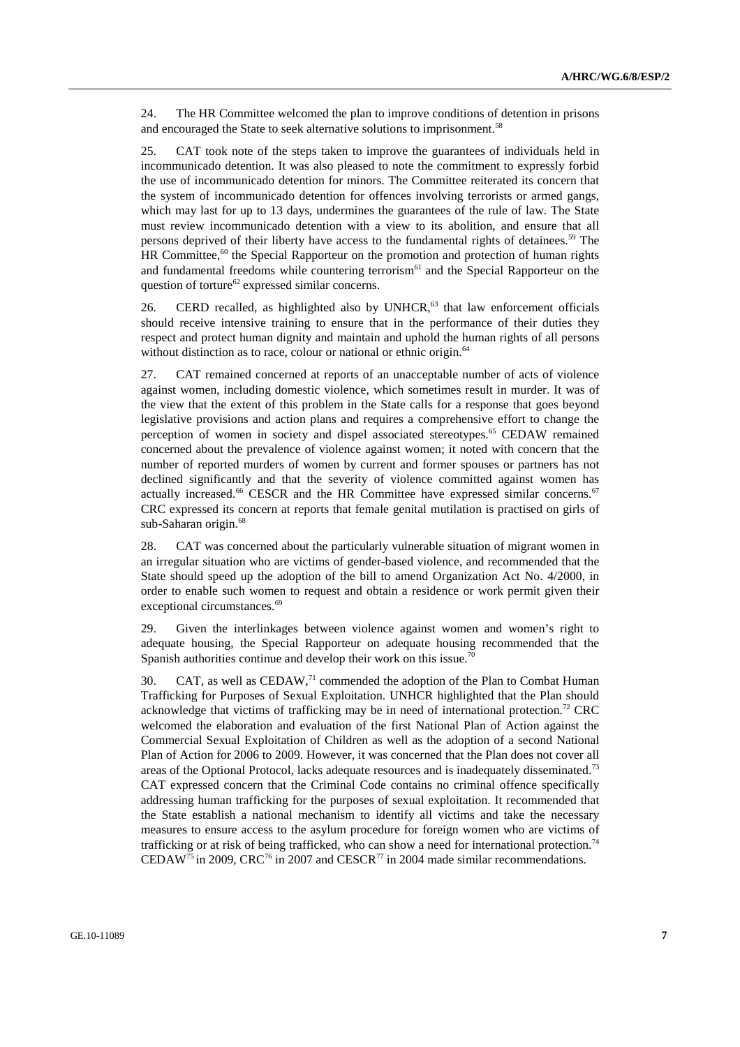24. The HR Committee welcomed the plan to improve conditions of detention in prisons and encouraged the State to seek alternative solutions to imprisonment.[58]

25. CAT took note of the steps taken to improve the guarantees of individuals held in incommunicado detention. It was also pleased to note the commitment to expressly forbid the use of incommunicado detention for minors. The Committee reiterated its concern that the system of incommunicado detention for offences involving terrorists or armed gangs, which may last for up to 13 days, undermines the guarantees of the rule of law. The State must review incommunicado detention with a view to its abolition, and ensure that all persons deprived of their liberty have access to the fundamental rights of detainees.[59] The HR Committee,[60] the Special Rapporteur on the promotion and protection of human rights and fundamental freedoms while countering terrorism[61] and the Special Rapporteur on the question of torture[62] expressed similar concerns.

26. CERD recalled, as highlighted also by UNHCR,[63] that law enforcement officials should receive intensive training to ensure that in the performance of their duties they respect and protect human dignity and maintain and uphold the human rights of all persons without distinction as to race, colour or national or ethnic origin.[64]

27. CAT remained concerned at reports of an unacceptable number of acts of violence against women, including domestic violence, which sometimes result in murder. It was of the view that the extent of this problem in the State calls for a response that goes beyond legislative provisions and action plans and requires a comprehensive effort to change the perception of women in society and dispel associated stereotypes.[65] CEDAW remained concerned about the prevalence of violence against women; it noted with concern that the number of reported murders of women by current and former spouses or partners has not declined significantly and that the severity of violence committed against women has actually increased.[66] CESCR and the HR Committee have expressed similar concerns.[67] CRC expressed its concern at reports that female genital mutilation is practised on girls of sub-Saharan origin.[68]

28. CAT was concerned about the particularly vulnerable situation of migrant women in an irregular situation who are victims of gender-based violence, and recommended that the State should speed up the adoption of the bill to amend Organization Act No. 4/2000, in order to enable such women to request and obtain a residence or work permit given their exceptional circumstances.[69]

29. Given the interlinkages between violence against women and women's right to adequate housing, the Special Rapporteur on adequate housing recommended that the Spanish authorities continue and develop their work on this issue.[70]

30. CAT, as well as CEDAW,[71] commended the adoption of the Plan to Combat Human Trafficking for Purposes of Sexual Exploitation. UNHCR highlighted that the Plan should acknowledge that victims of trafficking may be in need of international protection.[72] CRC welcomed the elaboration and evaluation of the first National Plan of Action against the Commercial Sexual Exploitation of Children as well as the adoption of a second National Plan of Action for 2006 to 2009. However, it was concerned that the Plan does not cover all areas of the Optional Protocol, lacks adequate resources and is inadequately disseminated.[73] CAT expressed concern that the Criminal Code contains no criminal offence specifically addressing human trafficking for the purposes of sexual exploitation. It recommended that the State establish a national mechanism to identify all victims and take the necessary measures to ensure access to the asylum procedure for foreign women who are victims of trafficking or at risk of being trafficked, who can show a need for international protection.[74] CEDAW[75] in 2009, CRC[76] in 2007 and CESCR[77] in 2004 made similar recommendations.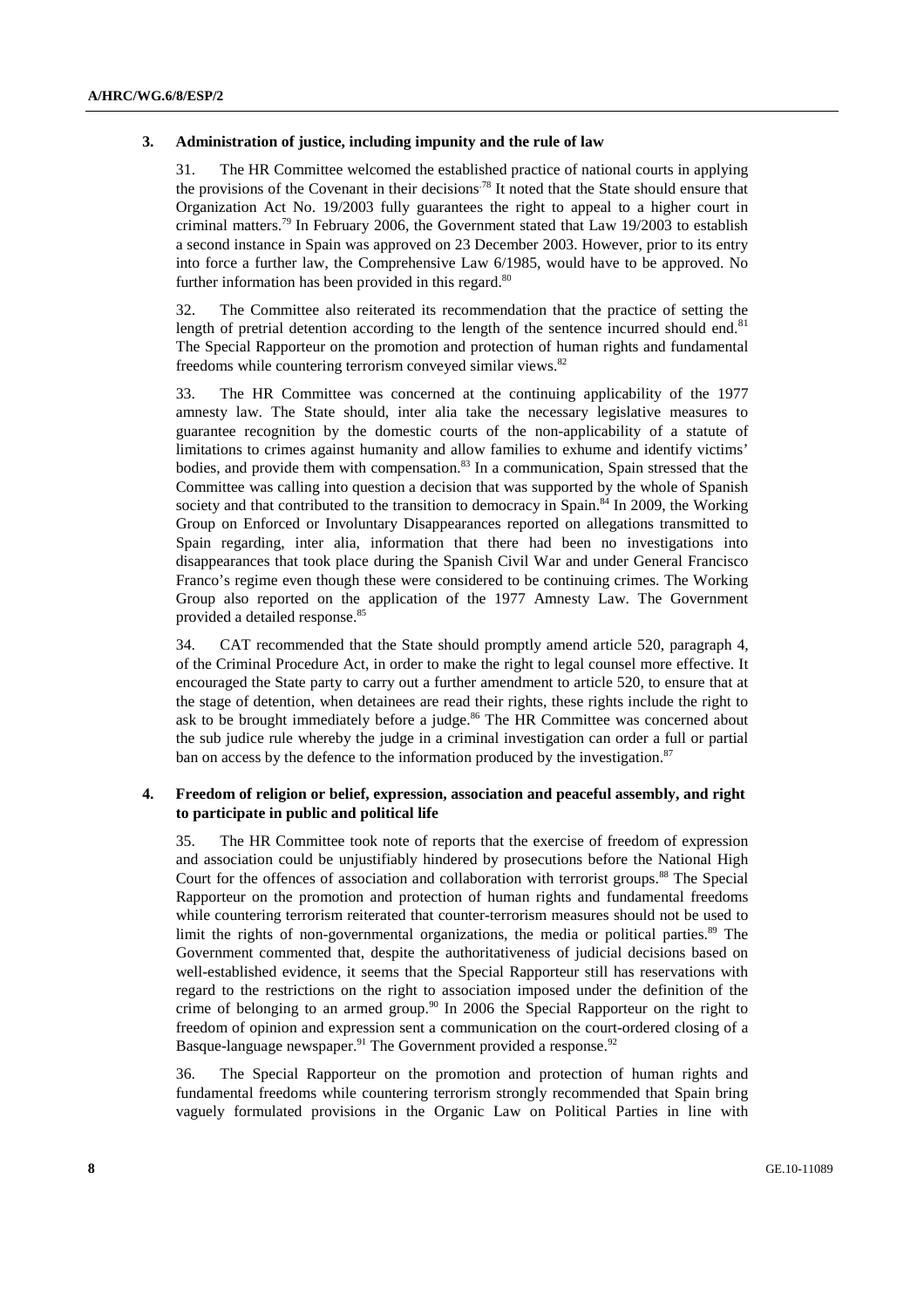### 3. Administration of justice, including impunity and the rule of law

31. The HR Committee welcomed the established practice of national courts in applying the provisions of the Covenant in their decisions.[78] It noted that the State should ensure that Organization Act No. 19/2003 fully guarantees the right to appeal to a higher court in criminal matters.[79] In February 2006, the Government stated that Law 19/2003 to establish a second instance in Spain was approved on 23 December 2003. However, prior to its entry into force a further law, the Comprehensive Law 6/1985, would have to be approved. No further information has been provided in this regard.[80]

32. The Committee also reiterated its recommendation that the practice of setting the length of pretrial detention according to the length of the sentence incurred should end.[81] The Special Rapporteur on the promotion and protection of human rights and fundamental freedoms while countering terrorism conveyed similar views.[82]

33. The HR Committee was concerned at the continuing applicability of the 1977 amnesty law. The State should, inter alia take the necessary legislative measures to guarantee recognition by the domestic courts of the non-applicability of a statute of limitations to crimes against humanity and allow families to exhume and identify victims' bodies, and provide them with compensation.[83] In a communication, Spain stressed that the Committee was calling into question a decision that was supported by the whole of Spanish society and that contributed to the transition to democracy in Spain.[84] In 2009, the Working Group on Enforced or Involuntary Disappearances reported on allegations transmitted to Spain regarding, inter alia, information that there had been no investigations into disappearances that took place during the Spanish Civil War and under General Francisco Franco's regime even though these were considered to be continuing crimes. The Working Group also reported on the application of the 1977 Amnesty Law. The Government provided a detailed response.[85]

34. CAT recommended that the State should promptly amend article 520, paragraph 4, of the Criminal Procedure Act, in order to make the right to legal counsel more effective. It encouraged the State party to carry out a further amendment to article 520, to ensure that at the stage of detention, when detainees are read their rights, these rights include the right to ask to be brought immediately before a judge.[86] The HR Committee was concerned about the sub judice rule whereby the judge in a criminal investigation can order a full or partial ban on access by the defence to the information produced by the investigation.[87]

### 4. Freedom of religion or belief, expression, association and peaceful assembly, and right to participate in public and political life

35. The HR Committee took note of reports that the exercise of freedom of expression and association could be unjustifiably hindered by prosecutions before the National High Court for the offences of association and collaboration with terrorist groups.[88] The Special Rapporteur on the promotion and protection of human rights and fundamental freedoms while countering terrorism reiterated that counter-terrorism measures should not be used to limit the rights of non-governmental organizations, the media or political parties.[89] The Government commented that, despite the authoritativeness of judicial decisions based on well-established evidence, it seems that the Special Rapporteur still has reservations with regard to the restrictions on the right to association imposed under the definition of the crime of belonging to an armed group.[90] In 2006 the Special Rapporteur on the right to freedom of opinion and expression sent a communication on the court-ordered closing of a Basque-language newspaper.[91] The Government provided a response.[92]

36. The Special Rapporteur on the promotion and protection of human rights and fundamental freedoms while countering terrorism strongly recommended that Spain bring vaguely formulated provisions in the Organic Law on Political Parties in line with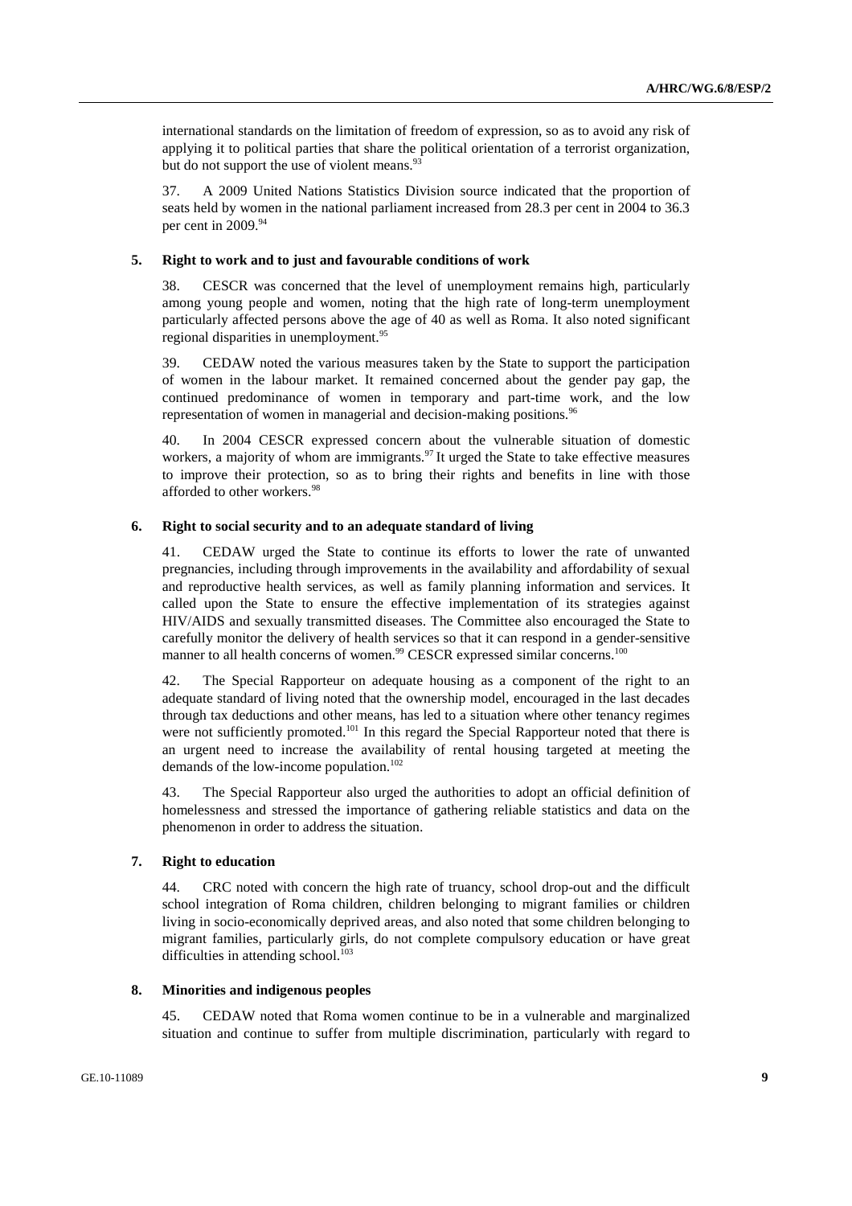international standards on the limitation of freedom of expression, so as to avoid any risk of applying it to political parties that share the political orientation of a terrorist organization, but do not support the use of violent means.[93]

37. A 2009 United Nations Statistics Division source indicated that the proportion of seats held by women in the national parliament increased from 28.3 per cent in 2004 to 36.3 per cent in 2009.[94]

### 5. Right to work and to just and favourable conditions of work

38. CESCR was concerned that the level of unemployment remains high, particularly among young people and women, noting that the high rate of long-term unemployment particularly affected persons above the age of 40 as well as Roma. It also noted significant regional disparities in unemployment.[95]

39. CEDAW noted the various measures taken by the State to support the participation of women in the labour market. It remained concerned about the gender pay gap, the continued predominance of women in temporary and part-time work, and the low representation of women in managerial and decision-making positions.[96]

40. In 2004 CESCR expressed concern about the vulnerable situation of domestic workers, a majority of whom are immigrants.[97] It urged the State to take effective measures to improve their protection, so as to bring their rights and benefits in line with those afforded to other workers.[98]

### 6. Right to social security and to an adequate standard of living

41. CEDAW urged the State to continue its efforts to lower the rate of unwanted pregnancies, including through improvements in the availability and affordability of sexual and reproductive health services, as well as family planning information and services. It called upon the State to ensure the effective implementation of its strategies against HIV/AIDS and sexually transmitted diseases. The Committee also encouraged the State to carefully monitor the delivery of health services so that it can respond in a gender-sensitive manner to all health concerns of women.[99] CESCR expressed similar concerns.[100]

42. The Special Rapporteur on adequate housing as a component of the right to an adequate standard of living noted that the ownership model, encouraged in the last decades through tax deductions and other means, has led to a situation where other tenancy regimes were not sufficiently promoted.[101] In this regard the Special Rapporteur noted that there is an urgent need to increase the availability of rental housing targeted at meeting the demands of the low-income population.[102]

43. The Special Rapporteur also urged the authorities to adopt an official definition of homelessness and stressed the importance of gathering reliable statistics and data on the phenomenon in order to address the situation.

### 7. Right to education

44. CRC noted with concern the high rate of truancy, school drop-out and the difficult school integration of Roma children, children belonging to migrant families or children living in socio-economically deprived areas, and also noted that some children belonging to migrant families, particularly girls, do not complete compulsory education or have great difficulties in attending school.[103]

### 8. Minorities and indigenous peoples

45. CEDAW noted that Roma women continue to be in a vulnerable and marginalized situation and continue to suffer from multiple discrimination, particularly with regard to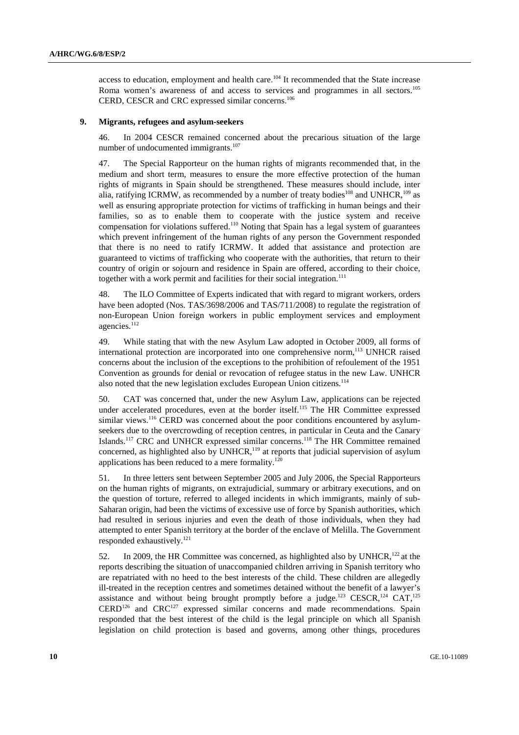access to education, employment and health care.[104] It recommended that the State increase Roma women's awareness of and access to services and programmes in all sectors.[105] CERD, CESCR and CRC expressed similar concerns.[106]

### 9. Migrants, refugees and asylum-seekers

46. In 2004 CESCR remained concerned about the precarious situation of the large number of undocumented immigrants.[107]

47. The Special Rapporteur on the human rights of migrants recommended that, in the medium and short term, measures to ensure the more effective protection of the human rights of migrants in Spain should be strengthened. These measures should include, inter alia, ratifying ICRMW, as recommended by a number of treaty bodies[108] and UNHCR,[109] as well as ensuring appropriate protection for victims of trafficking in human beings and their families, so as to enable them to cooperate with the justice system and receive compensation for violations suffered.[110] Noting that Spain has a legal system of guarantees which prevent infringement of the human rights of any person the Government responded that there is no need to ratify ICRMW. It added that assistance and protection are guaranteed to victims of trafficking who cooperate with the authorities, that return to their country of origin or sojourn and residence in Spain are offered, according to their choice, together with a work permit and facilities for their social integration.[111]

48. The ILO Committee of Experts indicated that with regard to migrant workers, orders have been adopted (Nos. TAS/3698/2006 and TAS/711/2008) to regulate the registration of non-European Union foreign workers in public employment services and employment agencies.[112]

49. While stating that with the new Asylum Law adopted in October 2009, all forms of international protection are incorporated into one comprehensive norm,[113] UNHCR raised concerns about the inclusion of the exceptions to the prohibition of refoulement of the 1951 Convention as grounds for denial or revocation of refugee status in the new Law. UNHCR also noted that the new legislation excludes European Union citizens.[114]

50. CAT was concerned that, under the new Asylum Law, applications can be rejected under accelerated procedures, even at the border itself.[115] The HR Committee expressed similar views.[116] CERD was concerned about the poor conditions encountered by asylum-seekers due to the overcrowding of reception centres, in particular in Ceuta and the Canary Islands.[117] CRC and UNHCR expressed similar concerns.[118] The HR Committee remained concerned, as highlighted also by UNHCR,[119] at reports that judicial supervision of asylum applications has been reduced to a mere formality.[120]

51. In three letters sent between September 2005 and July 2006, the Special Rapporteurs on the human rights of migrants, on extrajudicial, summary or arbitrary executions, and on the question of torture, referred to alleged incidents in which immigrants, mainly of sub-Saharan origin, had been the victims of excessive use of force by Spanish authorities, which had resulted in serious injuries and even the death of those individuals, when they had attempted to enter Spanish territory at the border of the enclave of Melilla. The Government responded exhaustively.[121]

52. In 2009, the HR Committee was concerned, as highlighted also by UNHCR,[122] at the reports describing the situation of unaccompanied children arriving in Spanish territory who are repatriated with no heed to the best interests of the child. These children are allegedly ill-treated in the reception centres and sometimes detained without the benefit of a lawyer's assistance and without being brought promptly before a judge.[123] CESCR,[124] CAT,[125] CERD[126] and CRC[127] expressed similar concerns and made recommendations. Spain responded that the best interest of the child is the legal principle on which all Spanish legislation on child protection is based and governs, among other things, procedures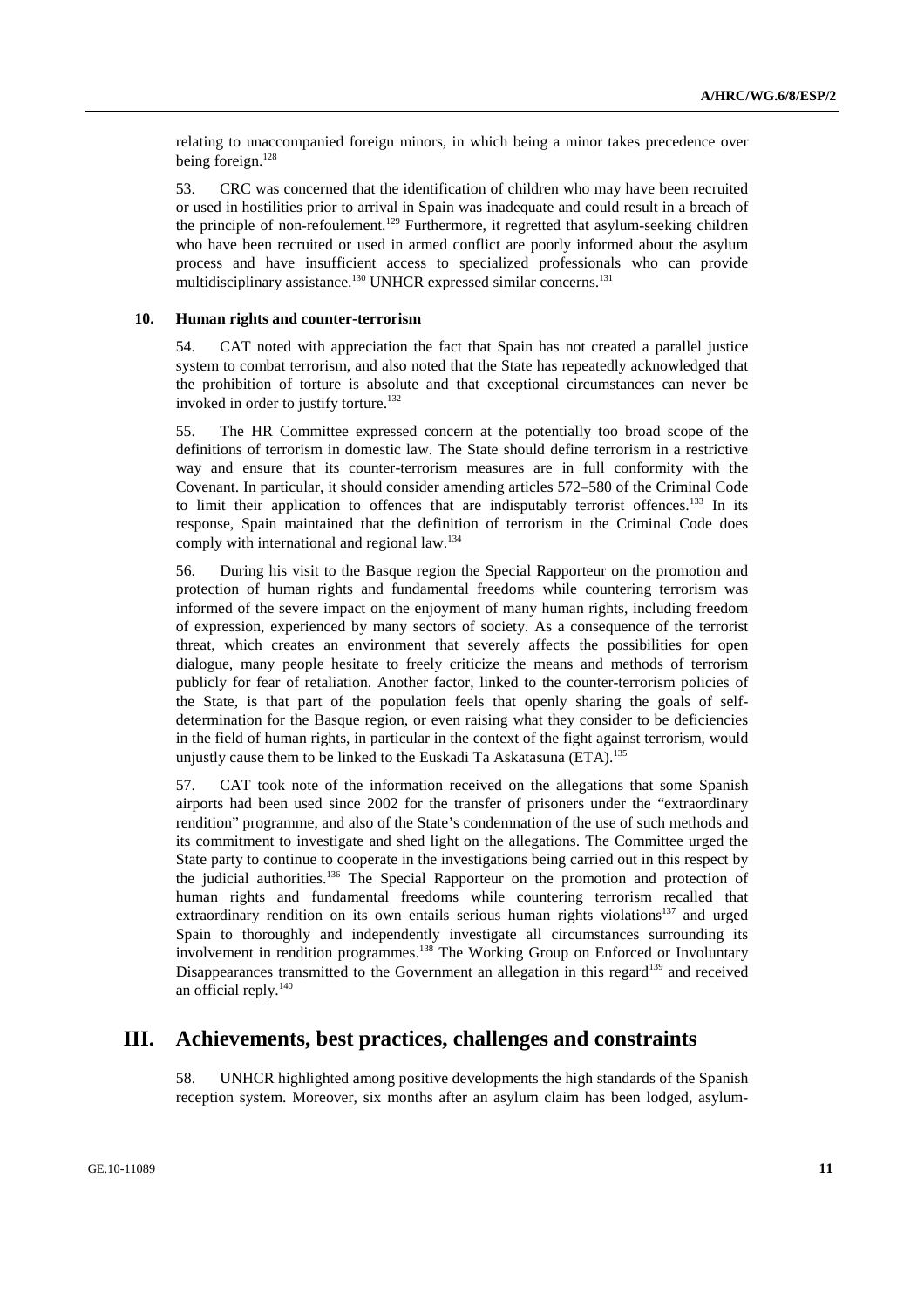relating to unaccompanied foreign minors, in which being a minor takes precedence over being foreign.[128]

53. CRC was concerned that the identification of children who may have been recruited or used in hostilities prior to arrival in Spain was inadequate and could result in a breach of the principle of non-refoulement.[129] Furthermore, it regretted that asylum-seeking children who have been recruited or used in armed conflict are poorly informed about the asylum process and have insufficient access to specialized professionals who can provide multidisciplinary assistance.[130] UNHCR expressed similar concerns.[131]

### 10. Human rights and counter-terrorism

54. CAT noted with appreciation the fact that Spain has not created a parallel justice system to combat terrorism, and also noted that the State has repeatedly acknowledged that the prohibition of torture is absolute and that exceptional circumstances can never be invoked in order to justify torture.[132]

55. The HR Committee expressed concern at the potentially too broad scope of the definitions of terrorism in domestic law. The State should define terrorism in a restrictive way and ensure that its counter-terrorism measures are in full conformity with the Covenant. In particular, it should consider amending articles 572–580 of the Criminal Code to limit their application to offences that are indisputably terrorist offences.[133] In its response, Spain maintained that the definition of terrorism in the Criminal Code does comply with international and regional law.[134]

56. During his visit to the Basque region the Special Rapporteur on the promotion and protection of human rights and fundamental freedoms while countering terrorism was informed of the severe impact on the enjoyment of many human rights, including freedom of expression, experienced by many sectors of society. As a consequence of the terrorist threat, which creates an environment that severely affects the possibilities for open dialogue, many people hesitate to freely criticize the means and methods of terrorism publicly for fear of retaliation. Another factor, linked to the counter-terrorism policies of the State, is that part of the population feels that openly sharing the goals of self-determination for the Basque region, or even raising what they consider to be deficiencies in the field of human rights, in particular in the context of the fight against terrorism, would unjustly cause them to be linked to the Euskadi Ta Askatasuna (ETA).[135]

57. CAT took note of the information received on the allegations that some Spanish airports had been used since 2002 for the transfer of prisoners under the "extraordinary rendition" programme, and also of the State's condemnation of the use of such methods and its commitment to investigate and shed light on the allegations. The Committee urged the State party to continue to cooperate in the investigations being carried out in this respect by the judicial authorities.[136] The Special Rapporteur on the promotion and protection of human rights and fundamental freedoms while countering terrorism recalled that extraordinary rendition on its own entails serious human rights violations[137] and urged Spain to thoroughly and independently investigate all circumstances surrounding its involvement in rendition programmes.[138] The Working Group on Enforced or Involuntary Disappearances transmitted to the Government an allegation in this regard[139] and received an official reply.[140]

## III. Achievements, best practices, challenges and constraints

58. UNHCR highlighted among positive developments the high standards of the Spanish reception system. Moreover, six months after an asylum claim has been lodged, asylum-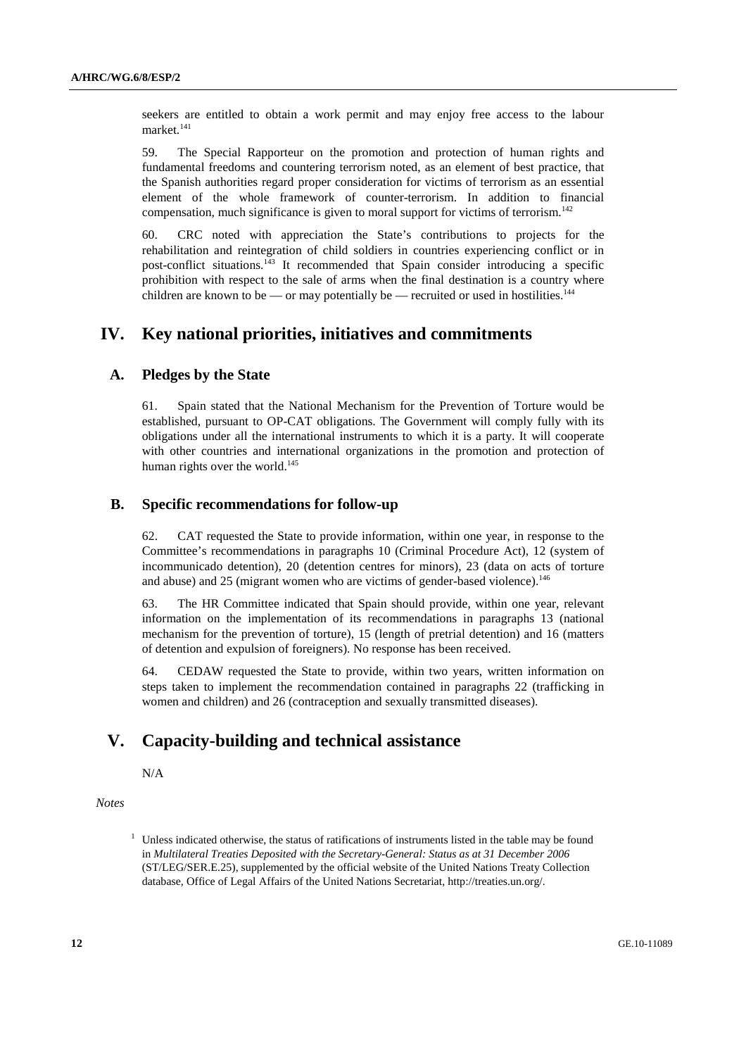seekers are entitled to obtain a work permit and may enjoy free access to the labour market.[141]

59. The Special Rapporteur on the promotion and protection of human rights and fundamental freedoms and countering terrorism noted, as an element of best practice, that the Spanish authorities regard proper consideration for victims of terrorism as an essential element of the whole framework of counter-terrorism. In addition to financial compensation, much significance is given to moral support for victims of terrorism.[142]

60. CRC noted with appreciation the State's contributions to projects for the rehabilitation and reintegration of child soldiers in countries experiencing conflict or in post-conflict situations.[143] It recommended that Spain consider introducing a specific prohibition with respect to the sale of arms when the final destination is a country where children are known to be — or may potentially be — recruited or used in hostilities.[144]

# IV. Key national priorities, initiatives and commitments

## A. Pledges by the State

61. Spain stated that the National Mechanism for the Prevention of Torture would be established, pursuant to OP-CAT obligations. The Government will comply fully with its obligations under all the international instruments to which it is a party. It will cooperate with other countries and international organizations in the promotion and protection of human rights over the world.[145]

## B. Specific recommendations for follow-up

62. CAT requested the State to provide information, within one year, in response to the Committee's recommendations in paragraphs 10 (Criminal Procedure Act), 12 (system of incommunicado detention), 20 (detention centres for minors), 23 (data on acts of torture and abuse) and 25 (migrant women who are victims of gender-based violence).[146]

63. The HR Committee indicated that Spain should provide, within one year, relevant information on the implementation of its recommendations in paragraphs 13 (national mechanism for the prevention of torture), 15 (length of pretrial detention) and 16 (matters of detention and expulsion of foreigners). No response has been received.

64. CEDAW requested the State to provide, within two years, written information on steps taken to implement the recommendation contained in paragraphs 22 (trafficking in women and children) and 26 (contraception and sexually transmitted diseases).

# V. Capacity-building and technical assistance

N/A

*Notes*

[1] Unless indicated otherwise, the status of ratifications of instruments listed in the table may be found in *Multilateral Treaties Deposited with the Secretary-General: Status as at 31 December 2006* (ST/LEG/SER.E.25), supplemented by the official website of the United Nations Treaty Collection database, Office of Legal Affairs of the United Nations Secretariat, http://treaties.un.org/.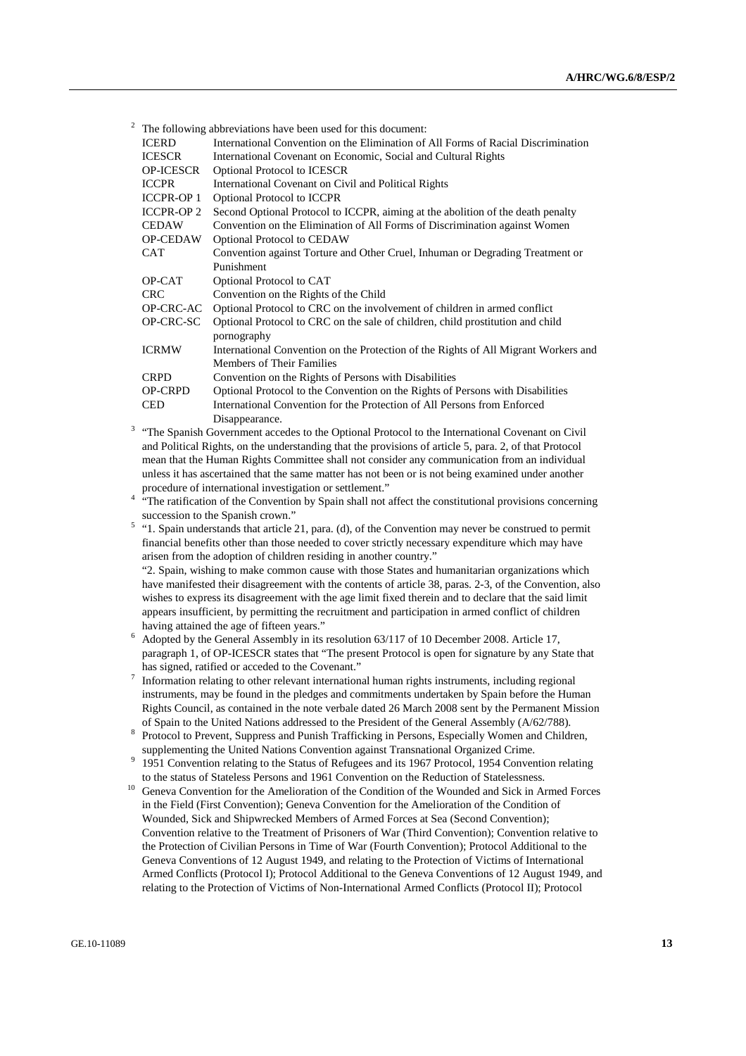[2] The following abbreviations have been used for this document:

| | |
|---|---|
| ICERD | International Convention on the Elimination of All Forms of Racial Discrimination |
| ICESCR | International Covenant on Economic, Social and Cultural Rights |
| OP-ICESCR | Optional Protocol to ICESCR |
| ICCPR | International Covenant on Civil and Political Rights |
| ICCPR-OP 1 | Optional Protocol to ICCPR |
| ICCPR-OP 2 | Second Optional Protocol to ICCPR, aiming at the abolition of the death penalty |
| CEDAW | Convention on the Elimination of All Forms of Discrimination against Women |
| OP-CEDAW | Optional Protocol to CEDAW |
| CAT | Convention against Torture and Other Cruel, Inhuman or Degrading Treatment or Punishment |
| OP-CAT | Optional Protocol to CAT |
| CRC | Convention on the Rights of the Child |
| OP-CRC-AC | Optional Protocol to CRC on the involvement of children in armed conflict |
| OP-CRC-SC | Optional Protocol to CRC on the sale of children, child prostitution and child pornography |
| ICRMW | International Convention on the Protection of the Rights of All Migrant Workers and Members of Their Families |
| CRPD | Convention on the Rights of Persons with Disabilities |
| OP-CRPD | Optional Protocol to the Convention on the Rights of Persons with Disabilities |
| CED | International Convention for the Protection of All Persons from Enforced Disappearance. |

[3] "The Spanish Government accedes to the Optional Protocol to the International Covenant on Civil and Political Rights, on the understanding that the provisions of article 5, para. 2, of that Protocol mean that the Human Rights Committee shall not consider any communication from an individual unless it has ascertained that the same matter has not been or is not being examined under another procedure of international investigation or settlement."

[4] "The ratification of the Convention by Spain shall not affect the constitutional provisions concerning succession to the Spanish crown."

[5] "1. Spain understands that article 21, para. (d), of the Convention may never be construed to permit financial benefits other than those needed to cover strictly necessary expenditure which may have arisen from the adoption of children residing in another country."

"2. Spain, wishing to make common cause with those States and humanitarian organizations which have manifested their disagreement with the contents of article 38, paras. 2-3, of the Convention, also wishes to express its disagreement with the age limit fixed therein and to declare that the said limit appears insufficient, by permitting the recruitment and participation in armed conflict of children having attained the age of fifteen years."

[6] Adopted by the General Assembly in its resolution 63/117 of 10 December 2008. Article 17, paragraph 1, of OP-ICESCR states that "The present Protocol is open for signature by any State that has signed, ratified or acceded to the Covenant."

[7] Information relating to other relevant international human rights instruments, including regional instruments, may be found in the pledges and commitments undertaken by Spain before the Human Rights Council, as contained in the note verbale dated 26 March 2008 sent by the Permanent Mission of Spain to the United Nations addressed to the President of the General Assembly (A/62/788).

[8] Protocol to Prevent, Suppress and Punish Trafficking in Persons, Especially Women and Children, supplementing the United Nations Convention against Transnational Organized Crime.

[9] 1951 Convention relating to the Status of Refugees and its 1967 Protocol, 1954 Convention relating to the status of Stateless Persons and 1961 Convention on the Reduction of Statelessness.

[10] Geneva Convention for the Amelioration of the Condition of the Wounded and Sick in Armed Forces in the Field (First Convention); Geneva Convention for the Amelioration of the Condition of Wounded, Sick and Shipwrecked Members of Armed Forces at Sea (Second Convention); Convention relative to the Treatment of Prisoners of War (Third Convention); Convention relative to the Protection of Civilian Persons in Time of War (Fourth Convention); Protocol Additional to the Geneva Conventions of 12 August 1949, and relating to the Protection of Victims of International Armed Conflicts (Protocol I); Protocol Additional to the Geneva Conventions of 12 August 1949, and relating to the Protection of Victims of Non-International Armed Conflicts (Protocol II); Protocol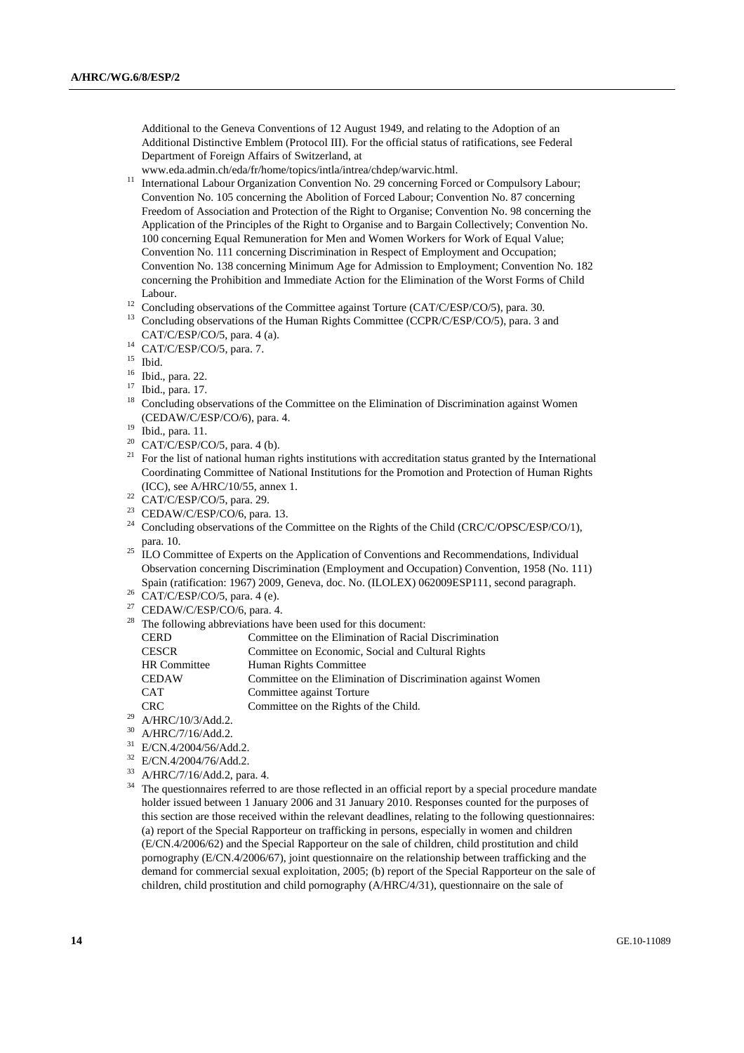Additional to the Geneva Conventions of 12 August 1949, and relating to the Adoption of an Additional Distinctive Emblem (Protocol III). For the official status of ratifications, see Federal Department of Foreign Affairs of Switzerland, at www.eda.admin.ch/eda/fr/home/topics/intla/intrea/chdep/warvic.html.

[11] International Labour Organization Convention No. 29 concerning Forced or Compulsory Labour; Convention No. 105 concerning the Abolition of Forced Labour; Convention No. 87 concerning Freedom of Association and Protection of the Right to Organise; Convention No. 98 concerning the Application of the Principles of the Right to Organise and to Bargain Collectively; Convention No. 100 concerning Equal Remuneration for Men and Women Workers for Work of Equal Value; Convention No. 111 concerning Discrimination in Respect of Employment and Occupation; Convention No. 138 concerning Minimum Age for Admission to Employment; Convention No. 182 concerning the Prohibition and Immediate Action for the Elimination of the Worst Forms of Child Labour.

[12] Concluding observations of the Committee against Torture (CAT/C/ESP/CO/5), para. 30.

[13] Concluding observations of the Human Rights Committee (CCPR/C/ESP/CO/5), para. 3 and CAT/C/ESP/CO/5, para. 4 (a).

[14] CAT/C/ESP/CO/5, para. 7.

[15] Ibid.

[16] Ibid., para. 22.

[17] Ibid., para. 17.

[18] Concluding observations of the Committee on the Elimination of Discrimination against Women (CEDAW/C/ESP/CO/6), para. 4.

[19] Ibid., para. 11.

[20] CAT/C/ESP/CO/5, para. 4 (b).

[21] For the list of national human rights institutions with accreditation status granted by the International Coordinating Committee of National Institutions for the Promotion and Protection of Human Rights (ICC), see A/HRC/10/55, annex 1.

[22] CAT/C/ESP/CO/5, para. 29.

[23] CEDAW/C/ESP/CO/6, para. 13.

[24] Concluding observations of the Committee on the Rights of the Child (CRC/C/OPSC/ESP/CO/1), para. 10.

[25] ILO Committee of Experts on the Application of Conventions and Recommendations, Individual Observation concerning Discrimination (Employment and Occupation) Convention, 1958 (No. 111) Spain (ratification: 1967) 2009, Geneva, doc. No. (ILOLEX) 062009ESP111, second paragraph.

[26] CAT/C/ESP/CO/5, para. 4 (e).

[27] CEDAW/C/ESP/CO/6, para. 4.

[28] The following abbreviations have been used for this document:

| | |
|---|---|
| CERD | Committee on the Elimination of Racial Discrimination |
| CESCR | Committee on Economic, Social and Cultural Rights |
| HR Committee | Human Rights Committee |
| CEDAW | Committee on the Elimination of Discrimination against Women |
| CAT | Committee against Torture |
| CRC | Committee on the Rights of the Child. |

[29] A/HRC/10/3/Add.2.

[30] A/HRC/7/16/Add.2.

[31] E/CN.4/2004/56/Add.2.

[32] E/CN.4/2004/76/Add.2.

[33] A/HRC/7/16/Add.2, para. 4.

[34] The questionnaires referred to are those reflected in an official report by a special procedure mandate holder issued between 1 January 2006 and 31 January 2010. Responses counted for the purposes of this section are those received within the relevant deadlines, relating to the following questionnaires: (a) report of the Special Rapporteur on trafficking in persons, especially in women and children (E/CN.4/2006/62) and the Special Rapporteur on the sale of children, child prostitution and child pornography (E/CN.4/2006/67), joint questionnaire on the relationship between trafficking and the demand for commercial sexual exploitation, 2005; (b) report of the Special Rapporteur on the sale of children, child prostitution and child pornography (A/HRC/4/31), questionnaire on the sale of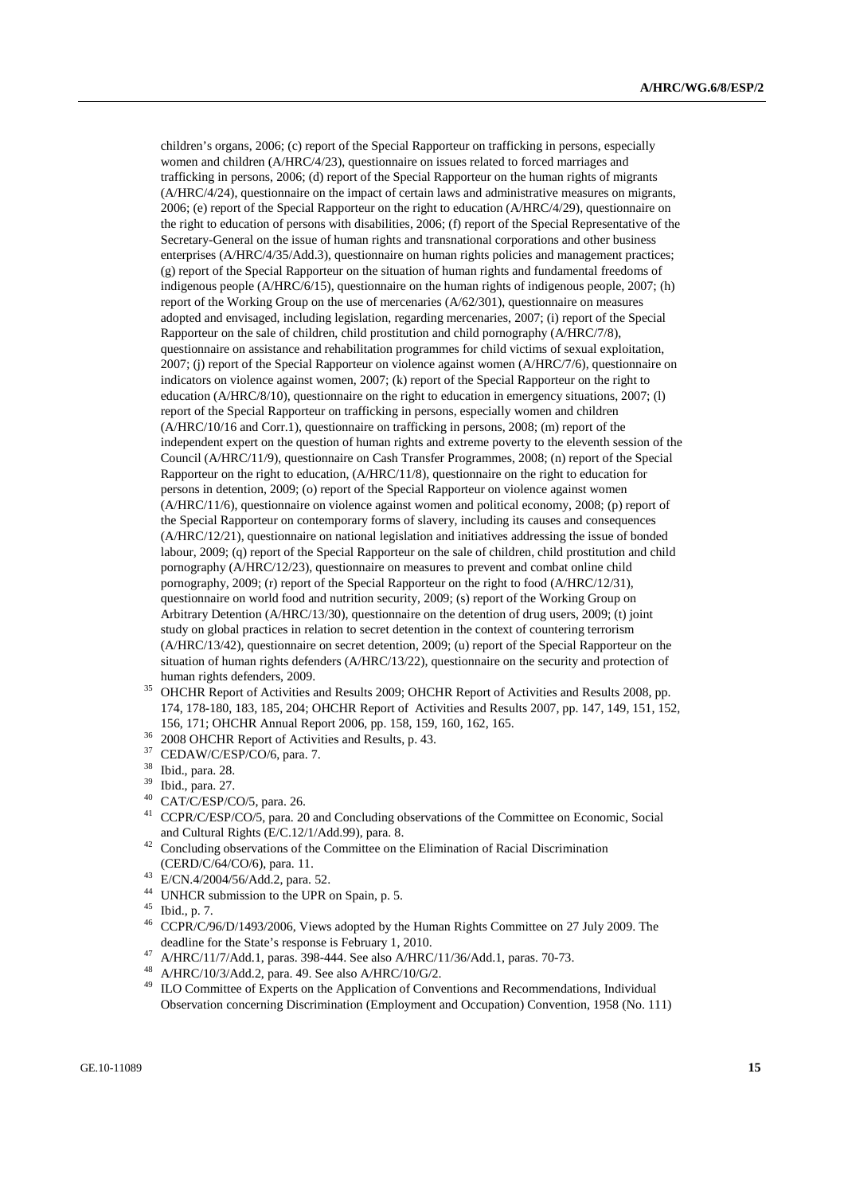children's organs, 2006; (c) report of the Special Rapporteur on trafficking in persons, especially women and children (A/HRC/4/23), questionnaire on issues related to forced marriages and trafficking in persons, 2006; (d) report of the Special Rapporteur on the human rights of migrants (A/HRC/4/24), questionnaire on the impact of certain laws and administrative measures on migrants, 2006; (e) report of the Special Rapporteur on the right to education (A/HRC/4/29), questionnaire on the right to education of persons with disabilities, 2006; (f) report of the Special Representative of the Secretary-General on the issue of human rights and transnational corporations and other business enterprises (A/HRC/4/35/Add.3), questionnaire on human rights policies and management practices; (g) report of the Special Rapporteur on the situation of human rights and fundamental freedoms of indigenous people (A/HRC/6/15), questionnaire on the human rights of indigenous people, 2007; (h) report of the Working Group on the use of mercenaries (A/62/301), questionnaire on measures adopted and envisaged, including legislation, regarding mercenaries, 2007; (i) report of the Special Rapporteur on the sale of children, child prostitution and child pornography (A/HRC/7/8), questionnaire on assistance and rehabilitation programmes for child victims of sexual exploitation, 2007; (j) report of the Special Rapporteur on violence against women (A/HRC/7/6), questionnaire on indicators on violence against women, 2007; (k) report of the Special Rapporteur on the right to education (A/HRC/8/10), questionnaire on the right to education in emergency situations, 2007; (l) report of the Special Rapporteur on trafficking in persons, especially women and children (A/HRC/10/16 and Corr.1), questionnaire on trafficking in persons, 2008; (m) report of the independent expert on the question of human rights and extreme poverty to the eleventh session of the Council (A/HRC/11/9), questionnaire on Cash Transfer Programmes, 2008; (n) report of the Special Rapporteur on the right to education, (A/HRC/11/8), questionnaire on the right to education for persons in detention, 2009; (o) report of the Special Rapporteur on violence against women (A/HRC/11/6), questionnaire on violence against women and political economy, 2008; (p) report of the Special Rapporteur on contemporary forms of slavery, including its causes and consequences (A/HRC/12/21), questionnaire on national legislation and initiatives addressing the issue of bonded labour, 2009; (q) report of the Special Rapporteur on the sale of children, child prostitution and child pornography (A/HRC/12/23), questionnaire on measures to prevent and combat online child pornography, 2009; (r) report of the Special Rapporteur on the right to food (A/HRC/12/31), questionnaire on world food and nutrition security, 2009; (s) report of the Working Group on Arbitrary Detention (A/HRC/13/30), questionnaire on the detention of drug users, 2009; (t) joint study on global practices in relation to secret detention in the context of countering terrorism (A/HRC/13/42), questionnaire on secret detention, 2009; (u) report of the Special Rapporteur on the situation of human rights defenders (A/HRC/13/22), questionnaire on the security and protection of human rights defenders, 2009.

[35] OHCHR Report of Activities and Results 2009; OHCHR Report of Activities and Results 2008, pp. 174, 178-180, 183, 185, 204; OHCHR Report of Activities and Results 2007, pp. 147, 149, 151, 152, 156, 171; OHCHR Annual Report 2006, pp. 158, 159, 160, 162, 165.

[36] 2008 OHCHR Report of Activities and Results, p. 43.

[37] CEDAW/C/ESP/CO/6, para. 7.

[38] Ibid., para. 28.

[39] Ibid., para. 27.

[40] CAT/C/ESP/CO/5, para. 26.

[41] CCPR/C/ESP/CO/5, para. 20 and Concluding observations of the Committee on Economic, Social and Cultural Rights (E/C.12/1/Add.99), para. 8.

[42] Concluding observations of the Committee on the Elimination of Racial Discrimination (CERD/C/64/CO/6), para. 11.

[43] E/CN.4/2004/56/Add.2, para. 52.

[44] UNHCR submission to the UPR on Spain, p. 5.

[45] Ibid., p. 7.

[46] CCPR/C/96/D/1493/2006, Views adopted by the Human Rights Committee on 27 July 2009. The deadline for the State's response is February 1, 2010.

[47] A/HRC/11/7/Add.1, paras. 398-444. See also A/HRC/11/36/Add.1, paras. 70-73.

[48] A/HRC/10/3/Add.2, para. 49. See also A/HRC/10/G/2.

[49] ILO Committee of Experts on the Application of Conventions and Recommendations, Individual Observation concerning Discrimination (Employment and Occupation) Convention, 1958 (No. 111)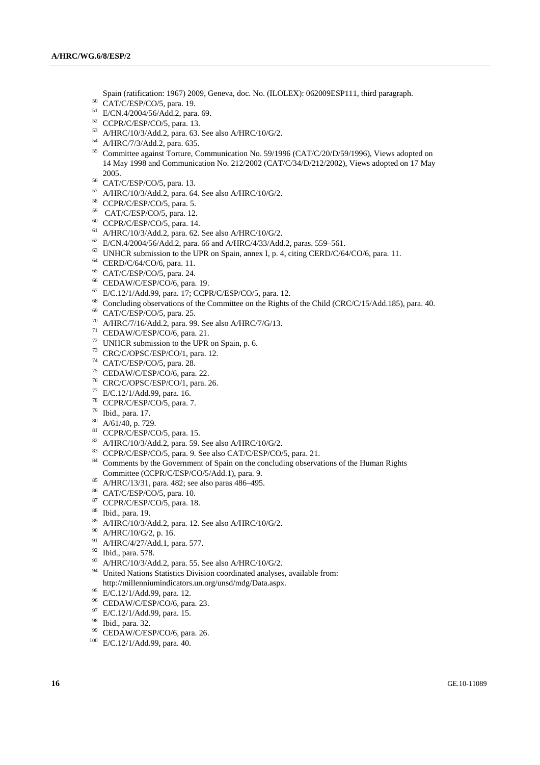Spain (ratification: 1967) 2009, Geneva, doc. No. (ILOLEX): 062009ESP111, third paragraph.

[50] CAT/C/ESP/CO/5, para. 19.

[51] E/CN.4/2004/56/Add.2, para. 69.

[52] CCPR/C/ESP/CO/5, para. 13.

[53] A/HRC/10/3/Add.2, para. 63. See also A/HRC/10/G/2.

[54] A/HRC/7/3/Add.2, para. 635.

[55] Committee against Torture, Communication No. 59/1996 (CAT/C/20/D/59/1996), Views adopted on 14 May 1998 and Communication No. 212/2002 (CAT/C/34/D/212/2002), Views adopted on 17 May 2005.

[56] CAT/C/ESP/CO/5, para. 13.

[57] A/HRC/10/3/Add.2, para. 64. See also A/HRC/10/G/2.

[58] CCPR/C/ESP/CO/5, para. 5.

[59] CAT/C/ESP/CO/5, para. 12.

[60] CCPR/C/ESP/CO/5, para. 14.

[61] A/HRC/10/3/Add.2, para. 62. See also A/HRC/10/G/2.

[62] E/CN.4/2004/56/Add.2, para. 66 and A/HRC/4/33/Add.2, paras. 559–561.

[63] UNHCR submission to the UPR on Spain, annex I, p. 4, citing CERD/C/64/CO/6, para. 11.

[64] CERD/C/64/CO/6, para. 11.

[65] CAT/C/ESP/CO/5, para. 24.

[66] CEDAW/C/ESP/CO/6, para. 19.

[67] E/C.12/1/Add.99, para. 17; CCPR/C/ESP/CO/5, para. 12.

[68] Concluding observations of the Committee on the Rights of the Child (CRC/C/15/Add.185), para. 40.

[69] CAT/C/ESP/CO/5, para. 25.

[70] A/HRC/7/16/Add.2, para. 99. See also A/HRC/7/G/13.

[71] CEDAW/C/ESP/CO/6, para. 21.

[72] UNHCR submission to the UPR on Spain, p. 6.

[73] CRC/C/OPSC/ESP/CO/1, para. 12.

[74] CAT/C/ESP/CO/5, para. 28.

[75] CEDAW/C/ESP/CO/6, para. 22.

[76] CRC/C/OPSC/ESP/CO/1, para. 26.

[77] E/C.12/1/Add.99, para. 16.

[78] CCPR/C/ESP/CO/5, para. 7.

[79] Ibid., para. 17.

[80] A/61/40, p. 729.

[81] CCPR/C/ESP/CO/5, para. 15.

[82] A/HRC/10/3/Add.2, para. 59. See also A/HRC/10/G/2.

[83] CCPR/C/ESP/CO/5, para. 9. See also CAT/C/ESP/CO/5, para. 21.

[84] Comments by the Government of Spain on the concluding observations of the Human Rights Committee (CCPR/C/ESP/CO/5/Add.1), para. 9.

[85] A/HRC/13/31, para. 482; see also paras 486–495.

[86] CAT/C/ESP/CO/5, para. 10.

[87] CCPR/C/ESP/CO/5, para. 18.

[88] Ibid., para. 19.

[89] A/HRC/10/3/Add.2, para. 12. See also A/HRC/10/G/2.

[90] A/HRC/10/G/2, p. 16.

[91] A/HRC/4/27/Add.1, para. 577.

[92] Ibid., para. 578.

[93] A/HRC/10/3/Add.2, para. 55. See also A/HRC/10/G/2.

[94] United Nations Statistics Division coordinated analyses, available from: http://millenniumindicators.un.org/unsd/mdg/Data.aspx.

[95] E/C.12/1/Add.99, para. 12.

[96] CEDAW/C/ESP/CO/6, para. 23.

[97] E/C.12/1/Add.99, para. 15.

[98] Ibid., para. 32.

[99] CEDAW/C/ESP/CO/6, para. 26.

[100] E/C.12/1/Add.99, para. 40.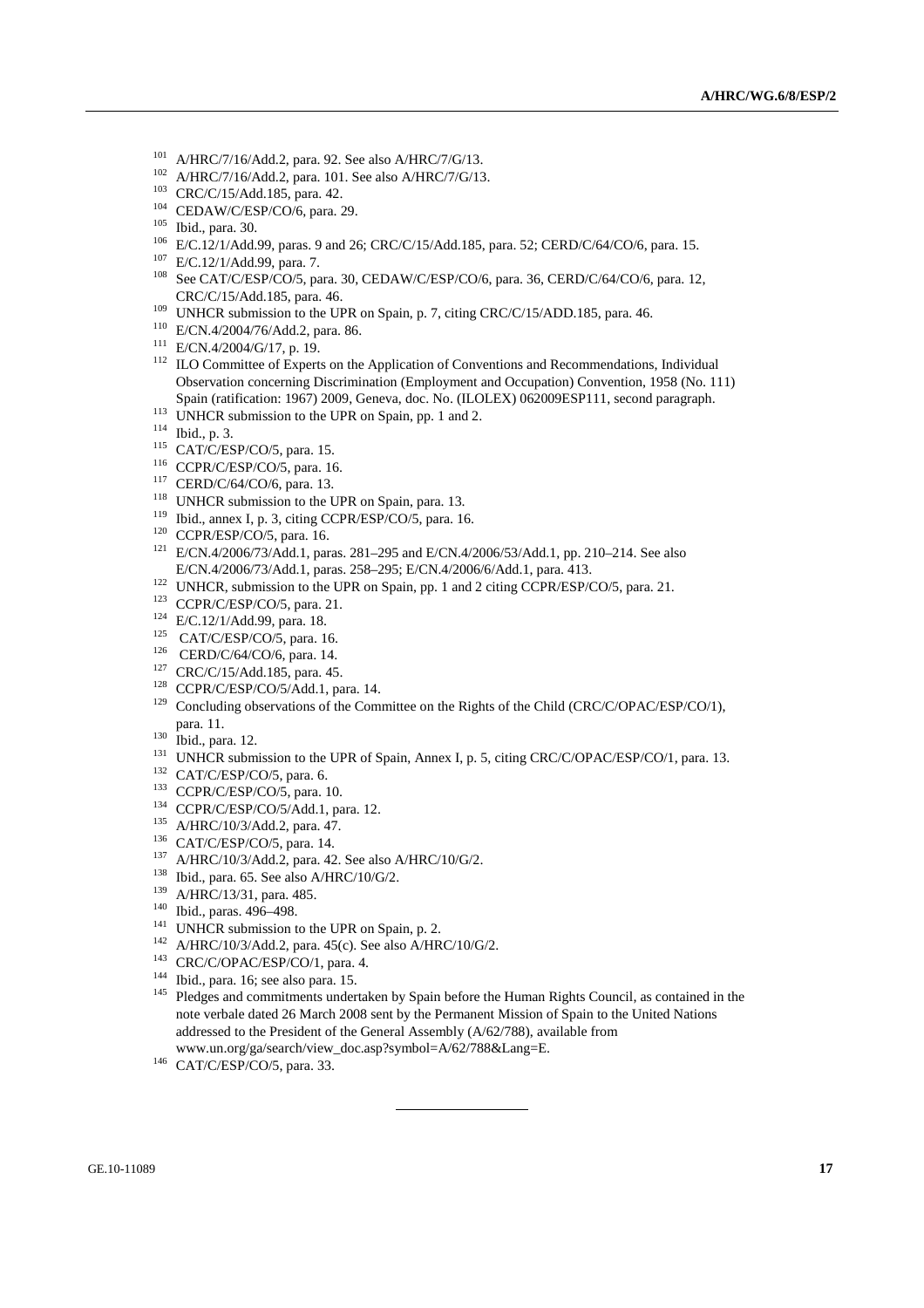[101] A/HRC/7/16/Add.2, para. 92. See also A/HRC/7/G/13.
[102] A/HRC/7/16/Add.2, para. 101. See also A/HRC/7/G/13.
[103] CRC/C/15/Add.185, para. 42.
[104] CEDAW/C/ESP/CO/6, para. 29.
[105] Ibid., para. 30.
[106] E/C.12/1/Add.99, paras. 9 and 26; CRC/C/15/Add.185, para. 52; CERD/C/64/CO/6, para. 15.
[107] E/C.12/1/Add.99, para. 7.
[108] See CAT/C/ESP/CO/5, para. 30, CEDAW/C/ESP/CO/6, para. 36, CERD/C/64/CO/6, para. 12, CRC/C/15/Add.185, para. 46.
[109] UNHCR submission to the UPR on Spain, p. 7, citing CRC/C/15/ADD.185, para. 46.
[110] E/CN.4/2004/76/Add.2, para. 86.
[111] E/CN.4/2004/G/17, p. 19.
[112] ILO Committee of Experts on the Application of Conventions and Recommendations, Individual Observation concerning Discrimination (Employment and Occupation) Convention, 1958 (No. 111) Spain (ratification: 1967) 2009, Geneva, doc. No. (ILOLEX) 062009ESP111, second paragraph.
[113] UNHCR submission to the UPR on Spain, pp. 1 and 2.
[114] Ibid., p. 3.
[115] CAT/C/ESP/CO/5, para. 15.
[116] CCPR/C/ESP/CO/5, para. 16.
[117] CERD/C/64/CO/6, para. 13.
[118] UNHCR submission to the UPR on Spain, para. 13.
[119] Ibid., annex I, p. 3, citing CCPR/ESP/CO/5, para. 16.
[120] CCPR/ESP/CO/5, para. 16.
[121] E/CN.4/2006/73/Add.1, paras. 281–295 and E/CN.4/2006/53/Add.1, pp. 210–214. See also E/CN.4/2006/73/Add.1, paras. 258–295; E/CN.4/2006/6/Add.1, para. 413.
[122] UNHCR, submission to the UPR on Spain, pp. 1 and 2 citing CCPR/ESP/CO/5, para. 21.
[123] CCPR/C/ESP/CO/5, para. 21.
[124] E/C.12/1/Add.99, para. 18.
[125] CAT/C/ESP/CO/5, para. 16.
[126] CERD/C/64/CO/6, para. 14.
[127] CRC/C/15/Add.185, para. 45.
[128] CCPR/C/ESP/CO/5/Add.1, para. 14.
[129] Concluding observations of the Committee on the Rights of the Child (CRC/C/OPAC/ESP/CO/1), para. 11.
[130] Ibid., para. 12.
[131] UNHCR submission to the UPR of Spain, Annex I, p. 5, citing CRC/C/OPAC/ESP/CO/1, para. 13.
[132] CAT/C/ESP/CO/5, para. 6.
[133] CCPR/C/ESP/CO/5, para. 10.
[134] CCPR/C/ESP/CO/5/Add.1, para. 12.
[135] A/HRC/10/3/Add.2, para. 47.
[136] CAT/C/ESP/CO/5, para. 14.
[137] A/HRC/10/3/Add.2, para. 42. See also A/HRC/10/G/2.
[138] Ibid., para. 65. See also A/HRC/10/G/2.
[139] A/HRC/13/31, para. 485.
[140] Ibid., paras. 496–498.
[141] UNHCR submission to the UPR on Spain, p. 2.
[142] A/HRC/10/3/Add.2, para. 45(c). See also A/HRC/10/G/2.
[143] CRC/C/OPAC/ESP/CO/1, para. 4.
[144] Ibid., para. 16; see also para. 15.
[145] Pledges and commitments undertaken by Spain before the Human Rights Council, as contained in the note verbale dated 26 March 2008 sent by the Permanent Mission of Spain to the United Nations addressed to the President of the General Assembly (A/62/788), available from www.un.org/ga/search/view_doc.asp?symbol=A/62/788&Lang=E.
[146] CAT/C/ESP/CO/5, para. 33.